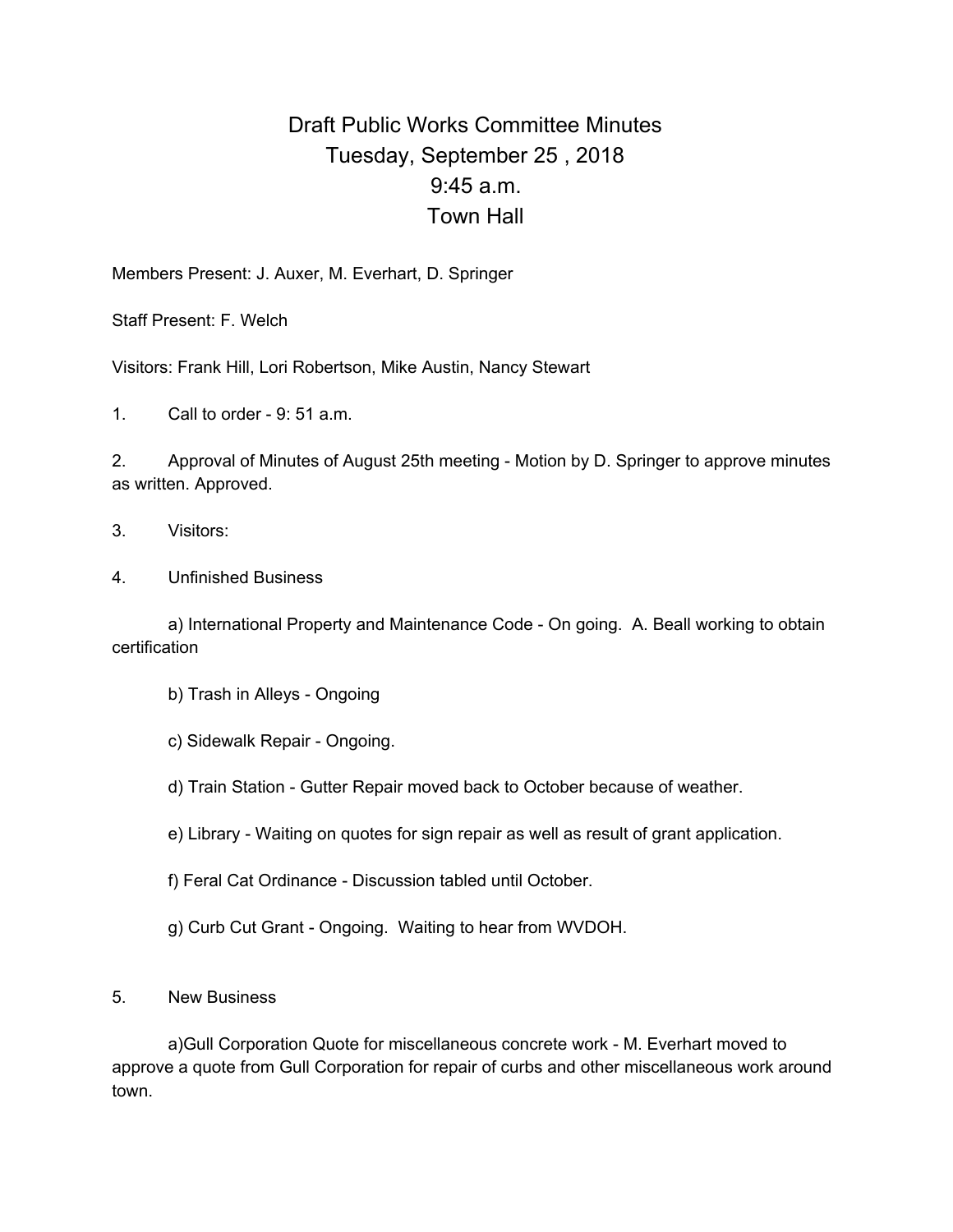# Draft Public Works Committee Minutes
## Tuesday, September 25 , 2018
## 9:45 a.m.
## Town Hall

Members Present: J. Auxer, M. Everhart, D. Springer

Staff Present: F. Welch

Visitors: Frank Hill, Lori Robertson, Mike Austin, Nancy Stewart

1. Call to order - 9: 51 a.m.

2. Approval of Minutes of August 25th meeting - Motion by D. Springer to approve minutes as written. Approved.

3. Visitors:

4. Unfinished Business

   a) International Property and Maintenance Code - On going. A. Beall working to obtain certification

   b) Trash in Alleys - Ongoing

   c) Sidewalk Repair - Ongoing.

   d) Train Station - Gutter Repair moved back to October because of weather.

   e) Library - Waiting on quotes for sign repair as well as result of grant application.

   f) Feral Cat Ordinance - Discussion tabled until October.

   g) Curb Cut Grant - Ongoing. Waiting to hear from WVDOH.

5. New Business

   a)Gull Corporation Quote for miscellaneous concrete work - M. Everhart moved to approve a quote from Gull Corporation for repair of curbs and other miscellaneous work around town.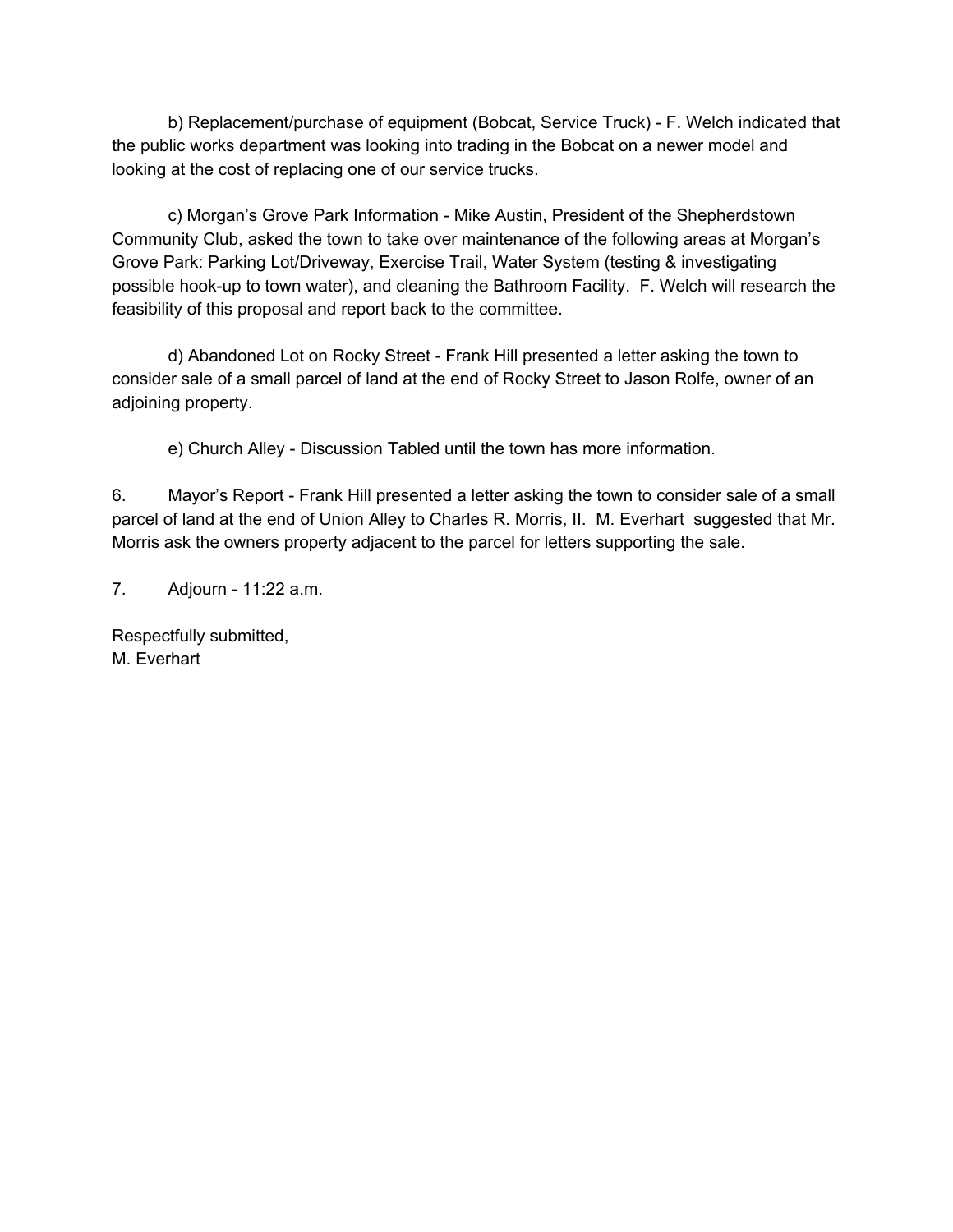b) Replacement/purchase of equipment (Bobcat, Service Truck) - F. Welch indicated that the public works department was looking into trading in the Bobcat on a newer model and looking at the cost of replacing one of our service trucks.

c) Morgan's Grove Park Information - Mike Austin, President of the Shepherdstown Community Club, asked the town to take over maintenance of the following areas at Morgan's Grove Park: Parking Lot/Driveway, Exercise Trail, Water System (testing & investigating possible hook-up to town water), and cleaning the Bathroom Facility. F. Welch will research the feasibility of this proposal and report back to the committee.

d) Abandoned Lot on Rocky Street - Frank Hill presented a letter asking the town to consider sale of a small parcel of land at the end of Rocky Street to Jason Rolfe, owner of an adjoining property.

e) Church Alley - Discussion Tabled until the town has more information.

6. Mayor's Report - Frank Hill presented a letter asking the town to consider sale of a small parcel of land at the end of Union Alley to Charles R. Morris, II. M. Everhart suggested that Mr. Morris ask the owners property adjacent to the parcel for letters supporting the sale.

7. Adjourn - 11:22 a.m.

Respectfully submitted,
M. Everhart